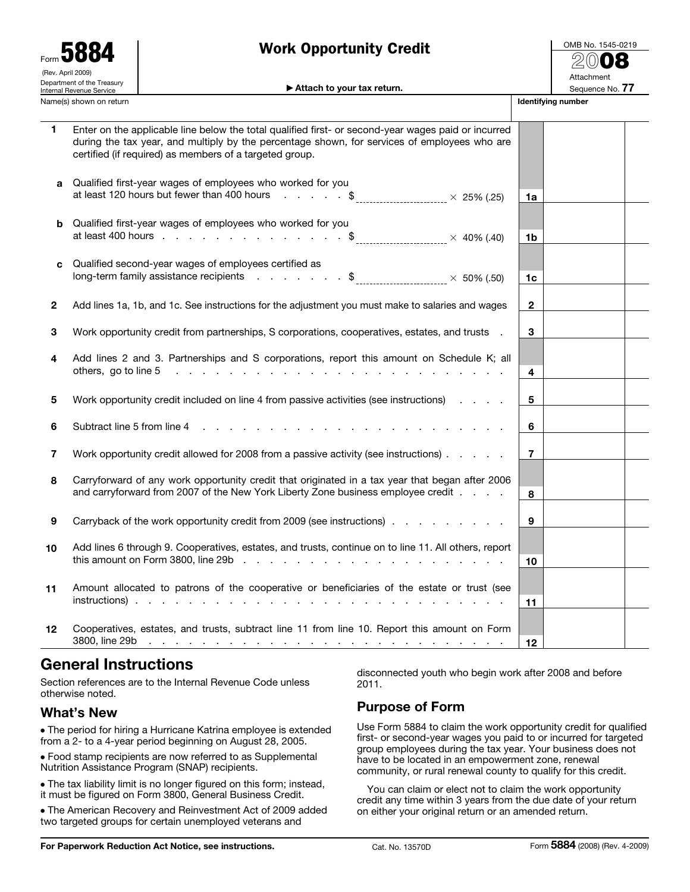Form **5884**

(Rev. April 2009)

Department of the Treasury
Internal Revenue Service

# Work Opportunity Credit

▶ Attach to your tax return.

OMB No. 1545-0219

**2008**

Attachment Sequence No. **77**

Name(s) shown on return | **Identifying number**

| | | | |
|---|---|---|---|
| **1** | Enter on the applicable line below the total qualified first- or second-year wages paid or incurred during the tax year, and multiply by the percentage shown, for services of employees who are certified (if required) as members of a targeted group. | | |
| **a** | Qualified first-year wages of employees who worked for you at least 120 hours but fewer than 400 hours . . . . . . $ ____________ × 25% (.25) | **1a** | |
| **b** | Qualified first-year wages of employees who worked for you at least 400 hours . . . . . . . . . . . . . . . $ ____________ × 40% (.40) | **1b** | |
| **c** | Qualified second-year wages of employees certified as long-term family assistance recipients . . . . . . . $ ____________ × 50% (.50) | **1c** | |
| **2** | Add lines 1a, 1b, and 1c. See instructions for the adjustment you must make to salaries and wages | **2** | |
| **3** | Work opportunity credit from partnerships, S corporations, cooperatives, estates, and trusts . | **3** | |
| **4** | Add lines 2 and 3. Partnerships and S corporations, report this amount on Schedule K; all others, go to line 5 . . . . . . . . . . . . . . . . . . . . . . . . . . | **4** | |
| **5** | Work opportunity credit included on line 4 from passive activities (see instructions) . . . . | **5** | |
| **6** | Subtract line 5 from line 4 . . . . . . . . . . . . . . . . . . . . . . . . | **6** | |
| **7** | Work opportunity credit allowed for 2008 from a passive activity (see instructions) . . . . . | **7** | |
| **8** | Carryforward of any work opportunity credit that originated in a tax year that began after 2006 and carryforward from 2007 of the New York Liberty Zone business employee credit . . . . | **8** | |
| **9** | Carryback of the work opportunity credit from 2009 (see instructions) . . . . . . . . . | **9** | |
| **10** | Add lines 6 through 9. Cooperatives, estates, and trusts, continue on to line 11. All others, report this amount on Form 3800, line 29b . . . . . . . . . . . . . . . . . . . . . . | **10** | |
| **11** | Amount allocated to patrons of the cooperative or beneficiaries of the estate or trust (see instructions) . . . . . . . . . . . . . . . . . . . . . . . . . . . . . | **11** | |
| **12** | Cooperatives, estates, and trusts, subtract line 11 from line 10. Report this amount on Form 3800, line 29b . . . . . . . . . . . . . . . . . . . . . . . . . . . . | **12** | |

## General Instructions

Section references are to the Internal Revenue Code unless otherwise noted.

### What's New

- The period for hiring a Hurricane Katrina employee is extended from a 2- to a 4-year period beginning on August 28, 2005.
- Food stamp recipients are now referred to as Supplemental Nutrition Assistance Program (SNAP) recipients.
- The tax liability limit is no longer figured on this form; instead, it must be figured on Form 3800, General Business Credit.
- The American Recovery and Reinvestment Act of 2009 added two targeted groups for certain unemployed veterans and disconnected youth who begin work after 2008 and before 2011.

### Purpose of Form

Use Form 5884 to claim the work opportunity credit for qualified first- or second-year wages you paid to or incurred for targeted group employees during the tax year. Your business does not have to be located in an empowerment zone, renewal community, or rural renewal county to qualify for this credit.

You can claim or elect not to claim the work opportunity credit any time within 3 years from the due date of your return on either your original return or an amended return.

**For Paperwork Reduction Act Notice, see instructions.** Cat. No. 13570D Form **5884** (2008) (Rev. 4-2009)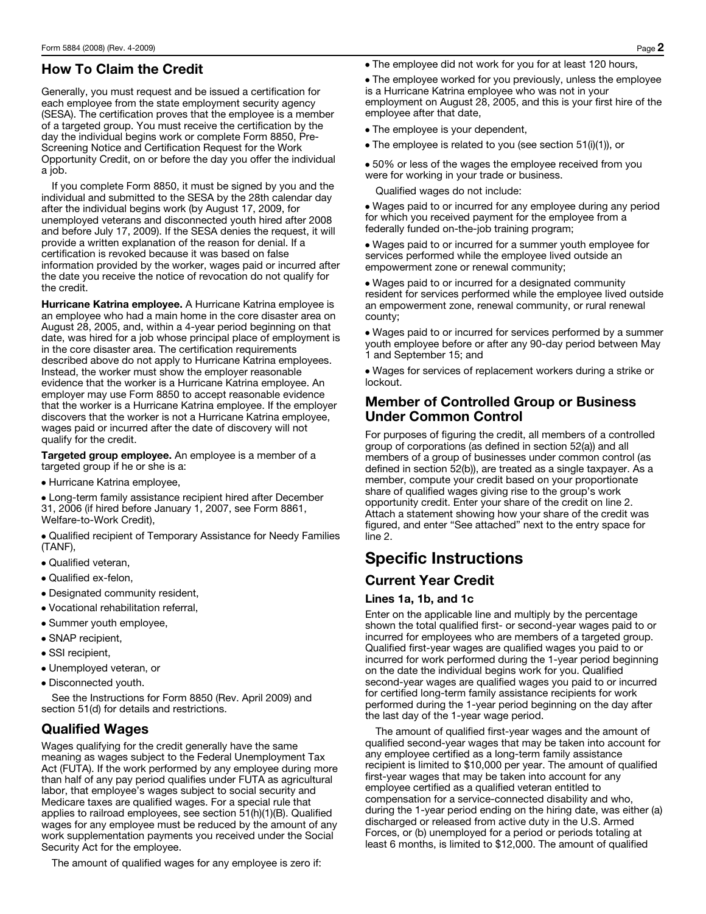## How To Claim the Credit

Generally, you must request and be issued a certification for each employee from the state employment security agency (SESA). The certification proves that the employee is a member of a targeted group. You must receive the certification by the day the individual begins work or complete Form 8850, Pre-Screening Notice and Certification Request for the Work Opportunity Credit, on or before the day you offer the individual a job.

If you complete Form 8850, it must be signed by you and the individual and submitted to the SESA by the 28th calendar day after the individual begins work (by August 17, 2009, for unemployed veterans and disconnected youth hired after 2008 and before July 17, 2009). If the SESA denies the request, it will provide a written explanation of the reason for denial. If a certification is revoked because it was based on false information provided by the worker, wages paid or incurred after the date you receive the notice of revocation do not qualify for the credit.

**Hurricane Katrina employee.** A Hurricane Katrina employee is an employee who had a main home in the core disaster area on August 28, 2005, and, within a 4-year period beginning on that date, was hired for a job whose principal place of employment is in the core disaster area. The certification requirements described above do not apply to Hurricane Katrina employees. Instead, the worker must show the employer reasonable evidence that the worker is a Hurricane Katrina employee. An employer may use Form 8850 to accept reasonable evidence that the worker is a Hurricane Katrina employee. If the employer discovers that the worker is not a Hurricane Katrina employee, wages paid or incurred after the date of discovery will not qualify for the credit.

**Targeted group employee.** An employee is a member of a targeted group if he or she is a:

- Hurricane Katrina employee,
- Long-term family assistance recipient hired after December 31, 2006 (if hired before January 1, 2007, see Form 8861, Welfare-to-Work Credit),
- Qualified recipient of Temporary Assistance for Needy Families (TANF),
- Qualified veteran,
- Qualified ex-felon,
- Designated community resident,
- Vocational rehabilitation referral,
- Summer youth employee,
- SNAP recipient,
- SSI recipient,
- Unemployed veteran, or
- Disconnected youth.

See the Instructions for Form 8850 (Rev. April 2009) and section 51(d) for details and restrictions.

## Qualified Wages

Wages qualifying for the credit generally have the same meaning as wages subject to the Federal Unemployment Tax Act (FUTA). If the work performed by any employee during more than half of any pay period qualifies under FUTA as agricultural labor, that employee's wages subject to social security and Medicare taxes are qualified wages. For a special rule that applies to railroad employees, see section 51(h)(1)(B). Qualified wages for any employee must be reduced by the amount of any work supplementation payments you received under the Social Security Act for the employee.

The amount of qualified wages for any employee is zero if:

- The employee did not work for you for at least 120 hours,
- The employee worked for you previously, unless the employee is a Hurricane Katrina employee who was not in your employment on August 28, 2005, and this is your first hire of the employee after that date,
- The employee is your dependent,
- The employee is related to you (see section 51(i)(1)), or
- 50% or less of the wages the employee received from you were for working in your trade or business.

Qualified wages do not include:

- Wages paid to or incurred for any employee during any period for which you received payment for the employee from a federally funded on-the-job training program;
- Wages paid to or incurred for a summer youth employee for services performed while the employee lived outside an empowerment zone or renewal community;
- Wages paid to or incurred for a designated community resident for services performed while the employee lived outside an empowerment zone, renewal community, or rural renewal county;
- Wages paid to or incurred for services performed by a summer youth employee before or after any 90-day period between May 1 and September 15; and
- Wages for services of replacement workers during a strike or lockout.

## Member of Controlled Group or Business Under Common Control

For purposes of figuring the credit, all members of a controlled group of corporations (as defined in section 52(a)) and all members of a group of businesses under common control (as defined in section 52(b)), are treated as a single taxpayer. As a member, compute your credit based on your proportionate share of qualified wages giving rise to the group's work opportunity credit. Enter your share of the credit on line 2. Attach a statement showing how your share of the credit was figured, and enter "See attached" next to the entry space for line 2.

# Specific Instructions

## Current Year Credit

### Lines 1a, 1b, and 1c

Enter on the applicable line and multiply by the percentage shown the total qualified first- or second-year wages paid to or incurred for employees who are members of a targeted group. Qualified first-year wages are qualified wages you paid to or incurred for work performed during the 1-year period beginning on the date the individual begins work for you. Qualified second-year wages are qualified wages you paid to or incurred for certified long-term family assistance recipients for work performed during the 1-year period beginning on the day after the last day of the 1-year wage period.

The amount of qualified first-year wages and the amount of qualified second-year wages that may be taken into account for any employee certified as a long-term family assistance recipient is limited to $10,000 per year. The amount of qualified first-year wages that may be taken into account for any employee certified as a qualified veteran entitled to compensation for a service-connected disability and who, during the 1-year period ending on the hiring date, was either (a) discharged or released from active duty in the U.S. Armed Forces, or (b) unemployed for a period or periods totaling at least 6 months, is limited to $12,000. The amount of qualified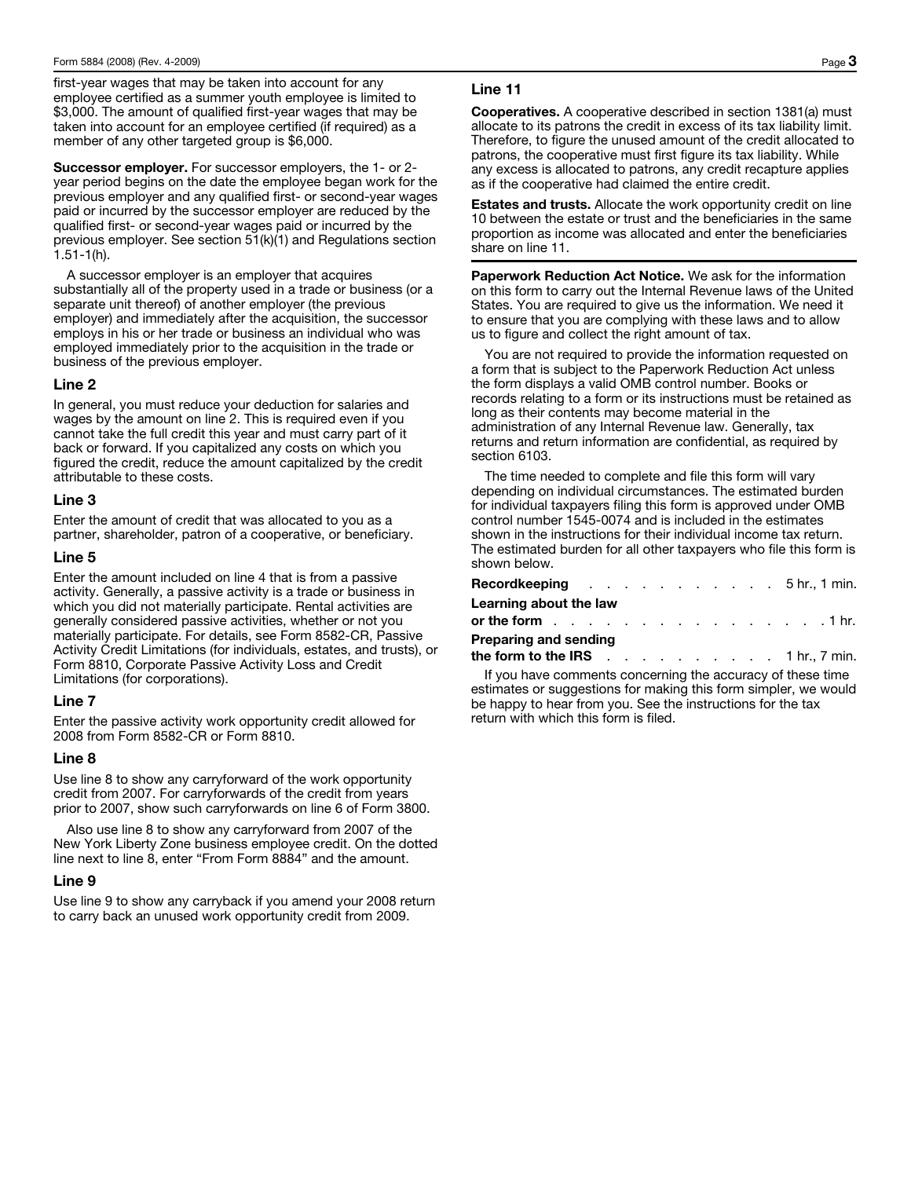first-year wages that may be taken into account for any employee certified as a summer youth employee is limited to $3,000. The amount of qualified first-year wages that may be taken into account for an employee certified (if required) as a member of any other targeted group is $6,000.

**Successor employer.** For successor employers, the 1- or 2-year period begins on the date the employee began work for the previous employer and any qualified first- or second-year wages paid or incurred by the successor employer are reduced by the qualified first- or second-year wages paid or incurred by the previous employer. See section 51(k)(1) and Regulations section 1.51-1(h).

A successor employer is an employer that acquires substantially all of the property used in a trade or business (or a separate unit thereof) of another employer (the previous employer) and immediately after the acquisition, the successor employs in his or her trade or business an individual who was employed immediately prior to the acquisition in the trade or business of the previous employer.

### Line 2

In general, you must reduce your deduction for salaries and wages by the amount on line 2. This is required even if you cannot take the full credit this year and must carry part of it back or forward. If you capitalized any costs on which you figured the credit, reduce the amount capitalized by the credit attributable to these costs.

### Line 3

Enter the amount of credit that was allocated to you as a partner, shareholder, patron of a cooperative, or beneficiary.

### Line 5

Enter the amount included on line 4 that is from a passive activity. Generally, a passive activity is a trade or business in which you did not materially participate. Rental activities are generally considered passive activities, whether or not you materially participate. For details, see Form 8582-CR, Passive Activity Credit Limitations (for individuals, estates, and trusts), or Form 8810, Corporate Passive Activity Loss and Credit Limitations (for corporations).

### Line 7

Enter the passive activity work opportunity credit allowed for 2008 from Form 8582-CR or Form 8810.

### Line 8

Use line 8 to show any carryforward of the work opportunity credit from 2007. For carryforwards of the credit from years prior to 2007, show such carryforwards on line 6 of Form 3800.

Also use line 8 to show any carryforward from 2007 of the New York Liberty Zone business employee credit. On the dotted line next to line 8, enter "From Form 8884" and the amount.

### Line 9

Use line 9 to show any carryback if you amend your 2008 return to carry back an unused work opportunity credit from 2009.

### Line 11

**Cooperatives.** A cooperative described in section 1381(a) must allocate to its patrons the credit in excess of its tax liability limit. Therefore, to figure the unused amount of the credit allocated to patrons, the cooperative must first figure its tax liability. While any excess is allocated to patrons, any credit recapture applies as if the cooperative had claimed the entire credit.

**Estates and trusts.** Allocate the work opportunity credit on line 10 between the estate or trust and the beneficiaries in the same proportion as income was allocated and enter the beneficiaries share on line 11.

**Paperwork Reduction Act Notice.** We ask for the information on this form to carry out the Internal Revenue laws of the United States. You are required to give us the information. We need it to ensure that you are complying with these laws and to allow us to figure and collect the right amount of tax.

You are not required to provide the information requested on a form that is subject to the Paperwork Reduction Act unless the form displays a valid OMB control number. Books or records relating to a form or its instructions must be retained as long as their contents may become material in the administration of any Internal Revenue law. Generally, tax returns and return information are confidential, as required by section 6103.

The time needed to complete and file this form will vary depending on individual circumstances. The estimated burden for individual taxpayers filing this form is approved under OMB control number 1545-0074 and is included in the estimates shown in the instructions for their individual income tax return. The estimated burden for all other taxpayers who file this form is shown below.

**Recordkeeping** . . . . . . . . . . . . 5 hr., 1 min.

**Learning about the law or the form** . . . . . . . . . . . . . . . . 1 hr.

**Preparing and sending the form to the IRS** . . . . . . . . . . . 1 hr., 7 min.

If you have comments concerning the accuracy of these time estimates or suggestions for making this form simpler, we would be happy to hear from you. See the instructions for the tax return with which this form is filed.